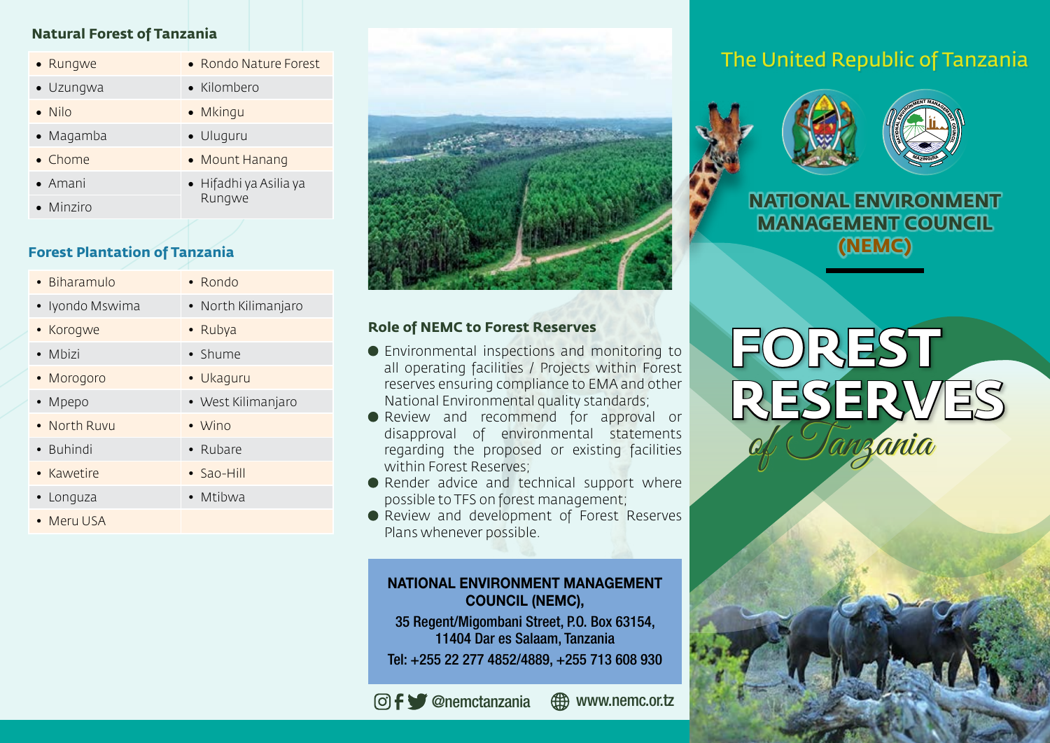## Natural Forest of Tanzania

| | |
|---|---|
| • Rungwe | • Rondo Nature Forest |
| • Uzungwa | • Kilombero |
| • Nilo | • Mkingu |
| • Magamba | • Uluguru |
| • Chome | • Mount Hanang |
| • Amani | • Hifadhi ya Asilia ya Rungwe |
| • Minziro | |

## Forest Plantation of Tanzania

| | |
|---|---|
| • Biharamulo | • Rondo |
| • Iyondo Mswima | • North Kilimanjaro |
| • Korogwe | • Rubya |
| • Mbizi | • Shume |
| • Morogoro | • Ukaguru |
| • Mpepo | • West Kilimanjaro |
| • North Ruvu | • Wino |
| • Buhindi | • Rubare |
| • Kawetire | • Sao-Hill |
| • Longuza | • Mtibwa |
| • Meru USA | |

## Role of NEMC to Forest Reserves

- Environmental inspections and monitoring to all operating facilities / Projects within Forest reserves ensuring compliance to EMA and other National Environmental quality standards;
- Review and recommend for approval or disapproval of environmental statements regarding the proposed or existing facilities within Forest Reserves;
- Render advice and technical support where possible to TFS on forest management;
- Review and development of Forest Reserves Plans whenever possible.

**NATIONAL ENVIRONMENT MANAGEMENT COUNCIL (NEMC),**
**35 Regent/Migombani Street, P.O. Box 63154, 11404 Dar es Salaam, Tanzania**
**Tel: +255 22 277 4852/4889, +255 713 608 930**

@nemctanzania www.nemc.or.tz

The United Republic of Tanzania

# NATIONAL ENVIRONMENT MANAGEMENT COUNCIL (NEMC)

# FOREST RESERVES

*of Tanzania*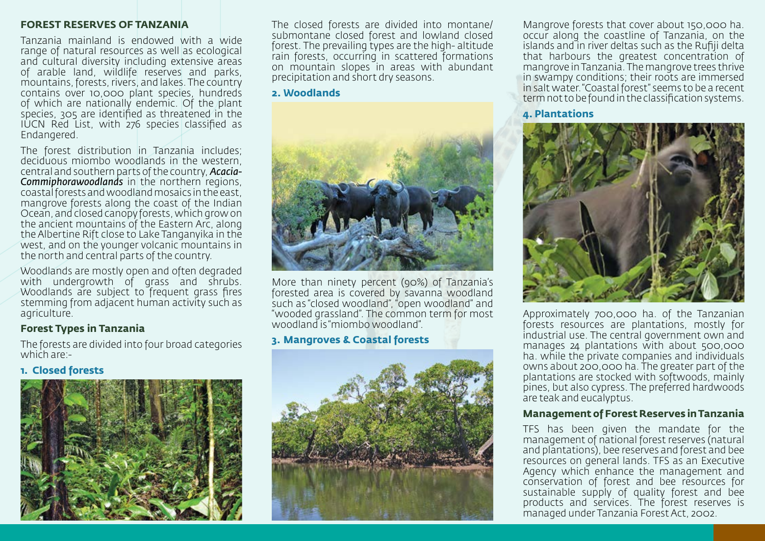## FOREST RESERVES OF TANZANIA

Tanzania mainland is endowed with a wide range of natural resources as well as ecological and cultural diversity including extensive areas of arable land, wildlife reserves and parks, mountains, forests, rivers, and lakes. The country contains over 10,000 plant species, hundreds of which are nationally endemic. Of the plant species, 305 are identified as threatened in the IUCN Red List, with 276 species classified as Endangered.

The forest distribution in Tanzania includes; deciduous miombo woodlands in the western, central and southern parts of the country, ***Acacia-Commiphorawoodlands*** in the northern regions, coastal forests and woodland mosaics in the east, mangrove forests along the coast of the Indian Ocean, and closed canopy forests, which grow on the ancient mountains of the Eastern Arc, along the Albertine Rift close to Lake Tanganyika in the west, and on the younger volcanic mountains in the north and central parts of the country.

Woodlands are mostly open and often degraded with undergrowth of grass and shrubs. Woodlands are subject to frequent grass fires stemming from adjacent human activity such as agriculture.

### Forest Types in Tanzania

The forests are divided into four broad categories which are:-

### 1. Closed forests

The closed forests are divided into montane/ submontane closed forest and lowland closed forest. The prevailing types are the high- altitude rain forests, occurring in scattered formations on mountain slopes in areas with abundant precipitation and short dry seasons.

### 2. Woodlands

More than ninety percent (90%) of Tanzania's forested area is covered by savanna woodland such as "closed woodland", "open woodland" and "wooded grassland". The common term for most woodland is "miombo woodland".

### 3. Mangroves & Coastal forests

Mangrove forests that cover about 150,000 ha. occur along the coastline of Tanzania, on the islands and in river deltas such as the Rufiji delta that harbours the greatest concentration of mangrove in Tanzania. The mangrove trees thrive in swampy conditions; their roots are immersed in salt water. "Coastal forest" seems to be a recent term not to be found in the classification systems.

### 4. Plantations

Approximately 700,000 ha. of the Tanzanian forests resources are plantations, mostly for industrial use. The central government own and manages 24 plantations with about 500,000 ha. while the private companies and individuals owns about 200,000 ha. The greater part of the plantations are stocked with softwoods, mainly pines, but also cypress. The preferred hardwoods are teak and eucalyptus.

### Management of Forest Reserves in Tanzania

TFS has been given the mandate for the management of national forest reserves (natural and plantations), bee reserves and forest and bee resources on general lands. TFS as an Executive Agency which enhance the management and conservation of forest and bee resources for sustainable supply of quality forest and bee products and services. The forest reserves is managed under Tanzania Forest Act, 2002.